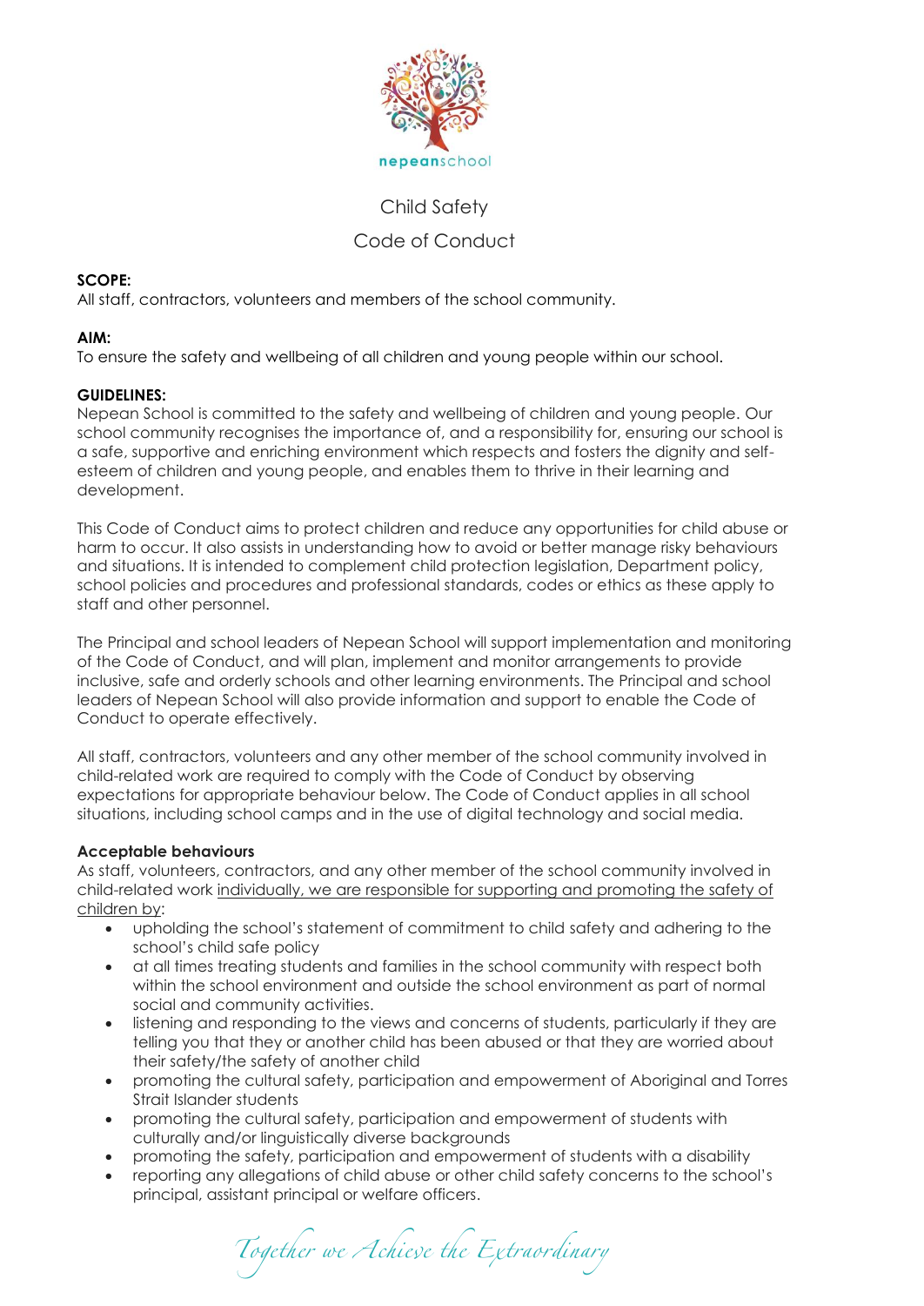nepeanschool

# Child Safety

# Code of Conduct

**SCOPE:**
All staff, contractors, volunteers and members of the school community.

**AIM:**
To ensure the safety and wellbeing of all children and young people within our school.

**GUIDELINES:**
Nepean School is committed to the safety and wellbeing of children and young people. Our school community recognises the importance of, and a responsibility for, ensuring our school is a safe, supportive and enriching environment which respects and fosters the dignity and self-esteem of children and young people, and enables them to thrive in their learning and development.

This Code of Conduct aims to protect children and reduce any opportunities for child abuse or harm to occur. It also assists in understanding how to avoid or better manage risky behaviours and situations. It is intended to complement child protection legislation, Department policy, school policies and procedures and professional standards, codes or ethics as these apply to staff and other personnel.

The Principal and school leaders of Nepean School will support implementation and monitoring of the Code of Conduct, and will plan, implement and monitor arrangements to provide inclusive, safe and orderly schools and other learning environments. The Principal and school leaders of Nepean School will also provide information and support to enable the Code of Conduct to operate effectively.

All staff, contractors, volunteers and any other member of the school community involved in child-related work are required to comply with the Code of Conduct by observing expectations for appropriate behaviour below. The Code of Conduct applies in all school situations, including school camps and in the use of digital technology and social media.

**Acceptable behaviours**
As staff, volunteers, contractors, and any other member of the school community involved in child-related work individually, we are responsible for supporting and promoting the safety of children by:

- upholding the school's statement of commitment to child safety and adhering to the school's child safe policy
- at all times treating students and families in the school community with respect both within the school environment and outside the school environment as part of normal social and community activities.
- listening and responding to the views and concerns of students, particularly if they are telling you that they or another child has been abused or that they are worried about their safety/the safety of another child
- promoting the cultural safety, participation and empowerment of Aboriginal and Torres Strait Islander students
- promoting the cultural safety, participation and empowerment of students with culturally and/or linguistically diverse backgrounds
- promoting the safety, participation and empowerment of students with a disability
- reporting any allegations of child abuse or other child safety concerns to the school's principal, assistant principal or welfare officers.

*Together we Achieve the Extraordinary*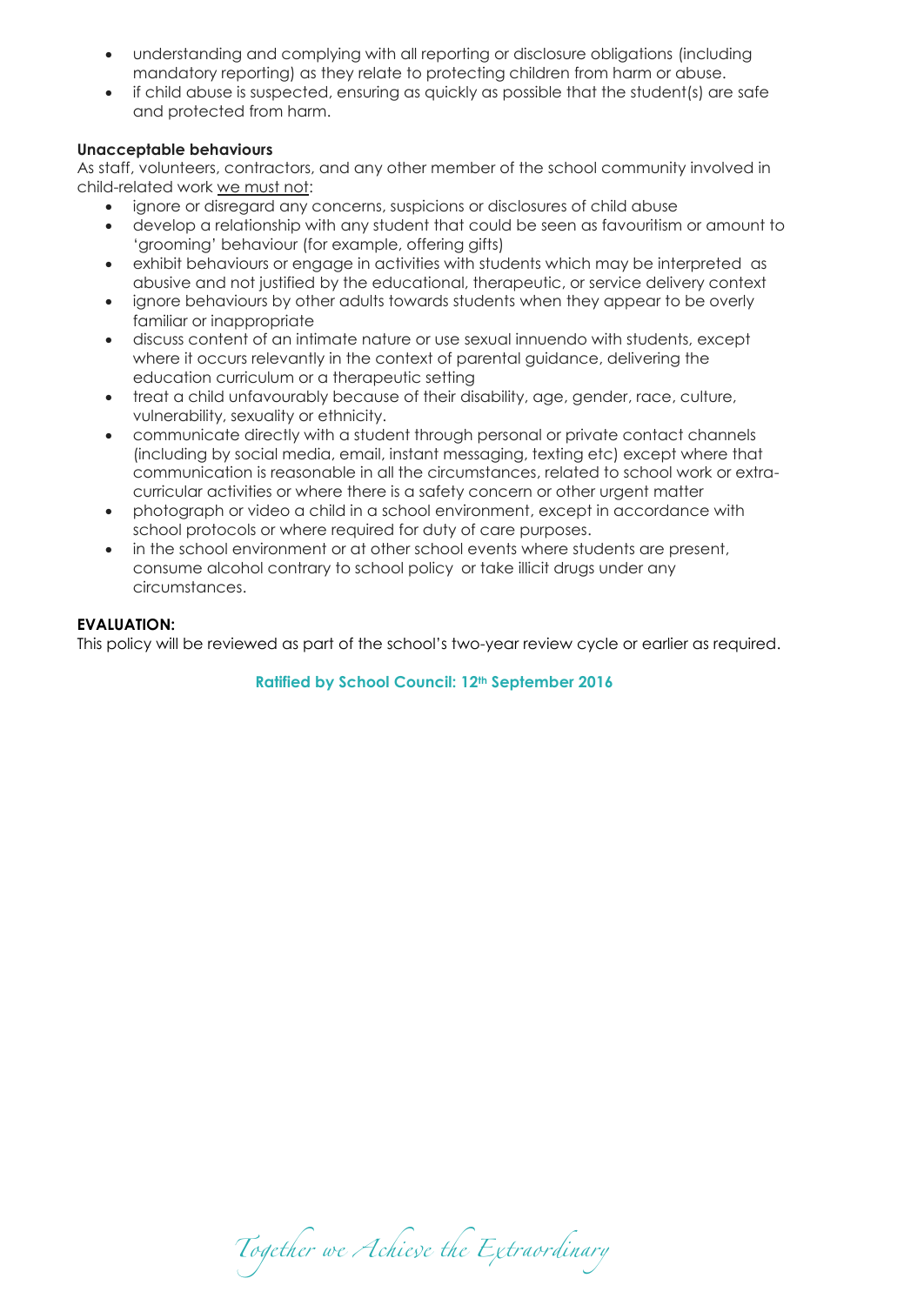- understanding and complying with all reporting or disclosure obligations (including mandatory reporting) as they relate to protecting children from harm or abuse.
- if child abuse is suspected, ensuring as quickly as possible that the student(s) are safe and protected from harm.

**Unacceptable behaviours**

As staff, volunteers, contractors, and any other member of the school community involved in child-related work <u>we must not</u>:

- ignore or disregard any concerns, suspicions or disclosures of child abuse
- develop a relationship with any student that could be seen as favouritism or amount to 'grooming' behaviour (for example, offering gifts)
- exhibit behaviours or engage in activities with students which may be interpreted as abusive and not justified by the educational, therapeutic, or service delivery context
- ignore behaviours by other adults towards students when they appear to be overly familiar or inappropriate
- discuss content of an intimate nature or use sexual innuendo with students, except where it occurs relevantly in the context of parental guidance, delivering the education curriculum or a therapeutic setting
- treat a child unfavourably because of their disability, age, gender, race, culture, vulnerability, sexuality or ethnicity.
- communicate directly with a student through personal or private contact channels (including by social media, email, instant messaging, texting etc) except where that communication is reasonable in all the circumstances, related to school work or extra-curricular activities or where there is a safety concern or other urgent matter
- photograph or video a child in a school environment, except in accordance with school protocols or where required for duty of care purposes.
- in the school environment or at other school events where students are present, consume alcohol contrary to school policy or take illicit drugs under any circumstances.

**EVALUATION:**

This policy will be reviewed as part of the school's two-year review cycle or earlier as required.

**Ratified by School Council: 12th September 2016**

*Together we Achieve the Extraordinary*